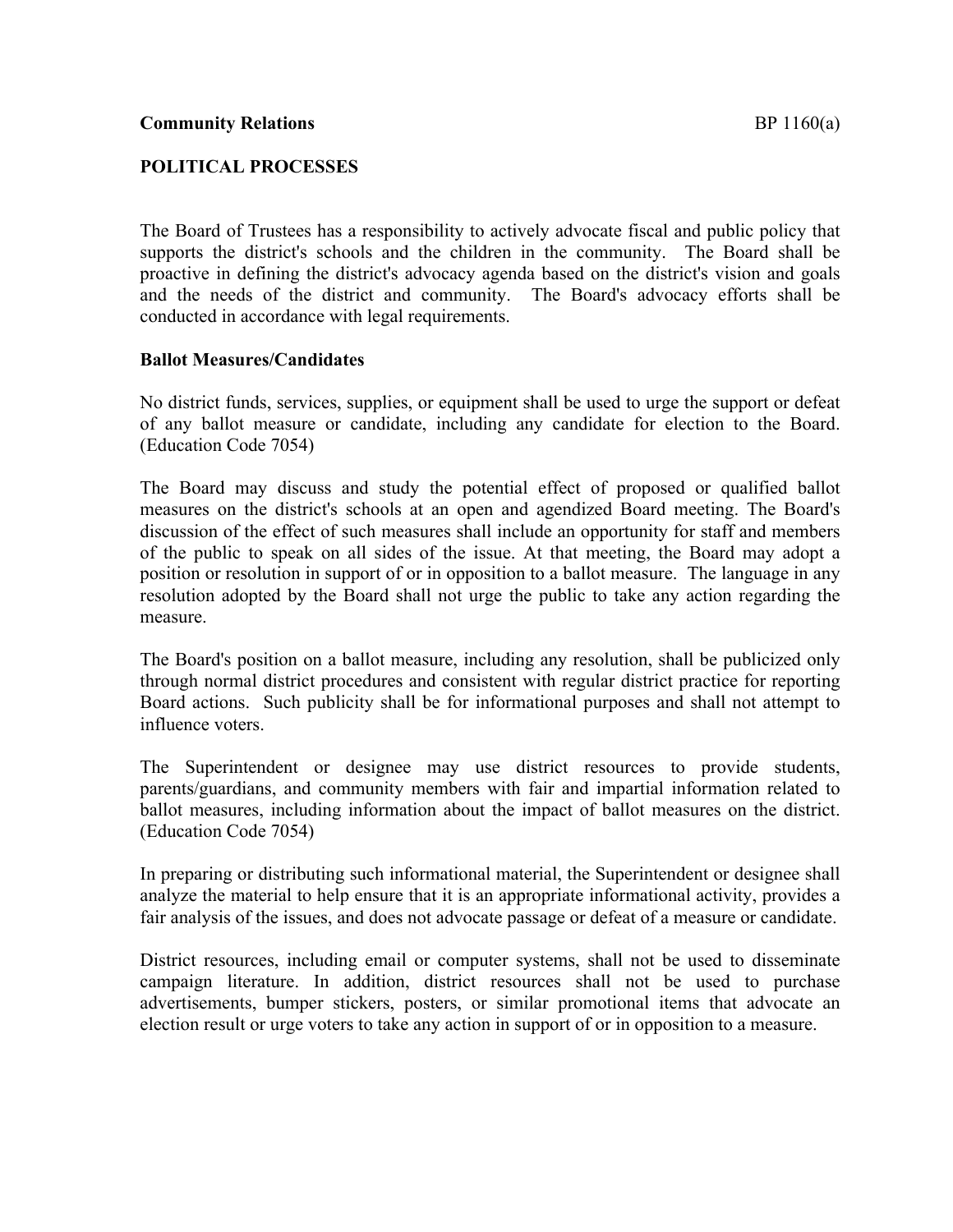**Community Relations** BP 1160(a)

# POLITICAL PROCESSES

The Board of Trustees has a responsibility to actively advocate fiscal and public policy that supports the district's schools and the children in the community. The Board shall be proactive in defining the district's advocacy agenda based on the district's vision and goals and the needs of the district and community. The Board's advocacy efforts shall be conducted in accordance with legal requirements.

## Ballot Measures/Candidates

No district funds, services, supplies, or equipment shall be used to urge the support or defeat of any ballot measure or candidate, including any candidate for election to the Board. (Education Code 7054)

The Board may discuss and study the potential effect of proposed or qualified ballot measures on the district's schools at an open and agendized Board meeting. The Board's discussion of the effect of such measures shall include an opportunity for staff and members of the public to speak on all sides of the issue. At that meeting, the Board may adopt a position or resolution in support of or in opposition to a ballot measure. The language in any resolution adopted by the Board shall not urge the public to take any action regarding the measure.

The Board's position on a ballot measure, including any resolution, shall be publicized only through normal district procedures and consistent with regular district practice for reporting Board actions. Such publicity shall be for informational purposes and shall not attempt to influence voters.

The Superintendent or designee may use district resources to provide students, parents/guardians, and community members with fair and impartial information related to ballot measures, including information about the impact of ballot measures on the district. (Education Code 7054)

In preparing or distributing such informational material, the Superintendent or designee shall analyze the material to help ensure that it is an appropriate informational activity, provides a fair analysis of the issues, and does not advocate passage or defeat of a measure or candidate.

District resources, including email or computer systems, shall not be used to disseminate campaign literature. In addition, district resources shall not be used to purchase advertisements, bumper stickers, posters, or similar promotional items that advocate an election result or urge voters to take any action in support of or in opposition to a measure.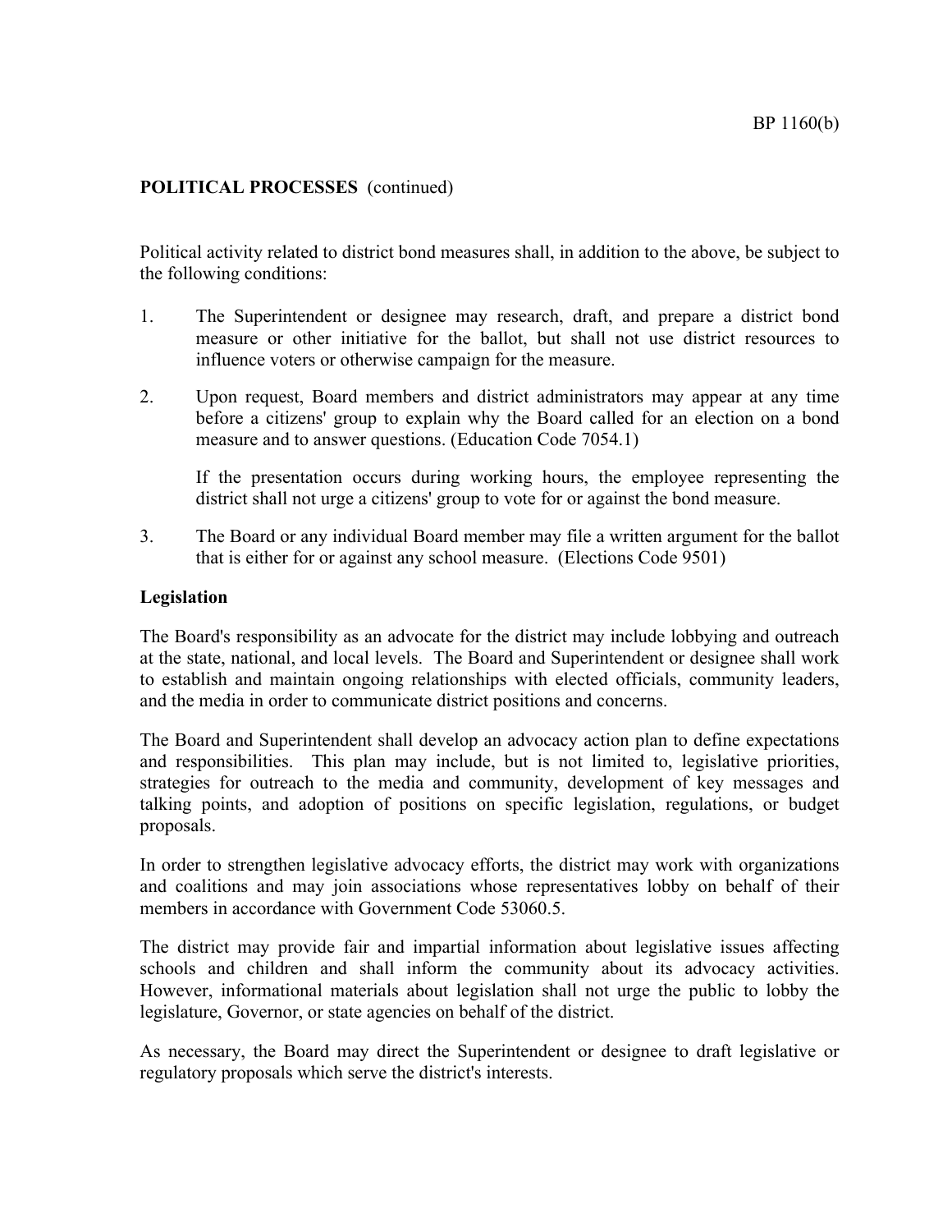**POLITICAL PROCESSES** (continued)

Political activity related to district bond measures shall, in addition to the above, be subject to the following conditions:

1. The Superintendent or designee may research, draft, and prepare a district bond measure or other initiative for the ballot, but shall not use district resources to influence voters or otherwise campaign for the measure.

2. Upon request, Board members and district administrators may appear at any time before a citizens' group to explain why the Board called for an election on a bond measure and to answer questions. (Education Code 7054.1)

   If the presentation occurs during working hours, the employee representing the district shall not urge a citizens' group to vote for or against the bond measure.

3. The Board or any individual Board member may file a written argument for the ballot that is either for or against any school measure. (Elections Code 9501)

**Legislation**

The Board's responsibility as an advocate for the district may include lobbying and outreach at the state, national, and local levels. The Board and Superintendent or designee shall work to establish and maintain ongoing relationships with elected officials, community leaders, and the media in order to communicate district positions and concerns.

The Board and Superintendent shall develop an advocacy action plan to define expectations and responsibilities. This plan may include, but is not limited to, legislative priorities, strategies for outreach to the media and community, development of key messages and talking points, and adoption of positions on specific legislation, regulations, or budget proposals.

In order to strengthen legislative advocacy efforts, the district may work with organizations and coalitions and may join associations whose representatives lobby on behalf of their members in accordance with Government Code 53060.5.

The district may provide fair and impartial information about legislative issues affecting schools and children and shall inform the community about its advocacy activities. However, informational materials about legislation shall not urge the public to lobby the legislature, Governor, or state agencies on behalf of the district.

As necessary, the Board may direct the Superintendent or designee to draft legislative or regulatory proposals which serve the district's interests.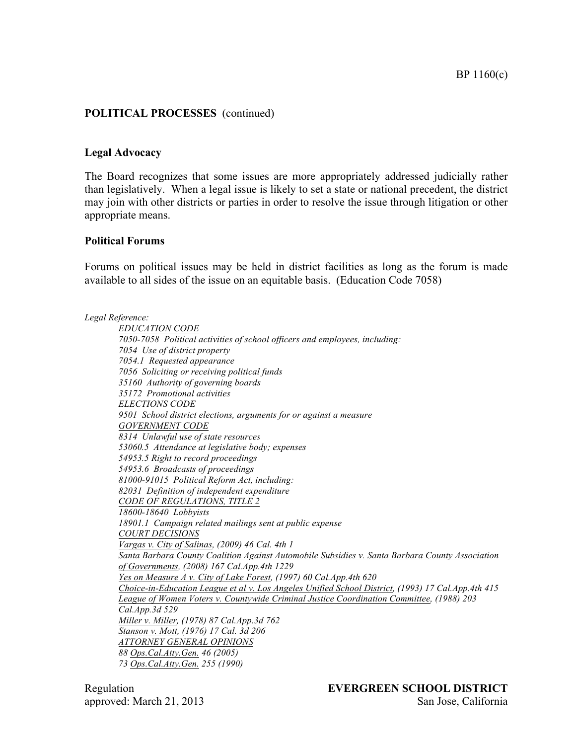**POLITICAL PROCESSES** (continued)

**Legal Advocacy**

The Board recognizes that some issues are more appropriately addressed judicially rather than legislatively. When a legal issue is likely to set a state or national precedent, the district may join with other districts or parties in order to resolve the issue through litigation or other appropriate means.

**Political Forums**

Forums on political issues may be held in district facilities as long as the forum is made available to all sides of the issue on an equitable basis. (Education Code 7058)

*Legal Reference:*

*EDUCATION CODE*
*7050-7058 Political activities of school officers and employees, including:*
*7054 Use of district property*
*7054.1 Requested appearance*
*7056 Soliciting or receiving political funds*
*35160 Authority of governing boards*
*35172 Promotional activities*
*ELECTIONS CODE*
*9501 School district elections, arguments for or against a measure*
*GOVERNMENT CODE*
*8314 Unlawful use of state resources*
*53060.5 Attendance at legislative body; expenses*
*54953.5 Right to record proceedings*
*54953.6 Broadcasts of proceedings*
*81000-91015 Political Reform Act, including:*
*82031 Definition of independent expenditure*
*CODE OF REGULATIONS, TITLE 2*
*18600-18640 Lobbyists*
*18901.1 Campaign related mailings sent at public expense*
*COURT DECISIONS*
*Vargas v. City of Salinas, (2009) 46 Cal. 4th 1*
*Santa Barbara County Coalition Against Automobile Subsidies v. Santa Barbara County Association of Governments, (2008) 167 Cal.App.4th 1229*
*Yes on Measure A v. City of Lake Forest, (1997) 60 Cal.App.4th 620*
*Choice-in-Education League et al v. Los Angeles Unified School District, (1993) 17 Cal.App.4th 415*
*League of Women Voters v. Countywide Criminal Justice Coordination Committee, (1988) 203 Cal.App.3d 529*
*Miller v. Miller, (1978) 87 Cal.App.3d 762*
*Stanson v. Mott, (1976) 17 Cal. 3d 206*
*ATTORNEY GENERAL OPINIONS*
*88 Ops.Cal.Atty.Gen. 46 (2005)*
*73 Ops.Cal.Atty.Gen. 255 (1990)*

Regulation approved: March 21, 2013

**EVERGREEN SCHOOL DISTRICT**
San Jose, California